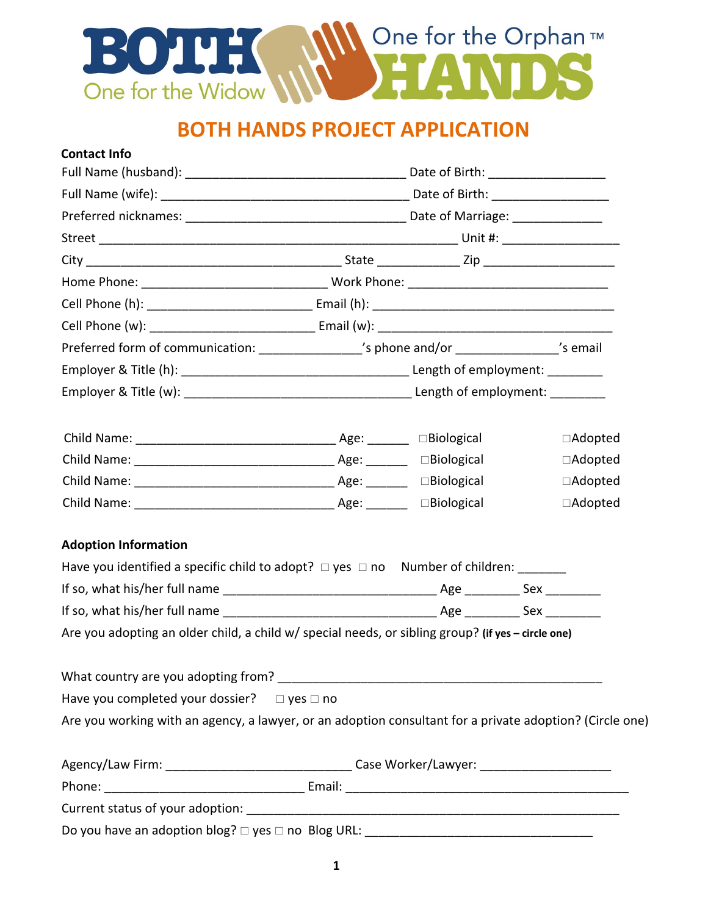BOTH One for the Widow HANDS One for the Orphan ™

# BOTH HANDS PROJECT APPLICATION

**Contact Info**

Full Name (husband): ________________________________ Date of Birth: ________________

Full Name (wife): ____________________________________ Date of Birth: ________________

Preferred nicknames: ________________________________ Date of Marriage: ____________

Street _____________________________________________________ Unit #: ________________

City _____________________________________ State ____________ Zip ___________________

Home Phone: ___________________________ Work Phone: _____________________________

Cell Phone (h): ________________________ Email (h): ___________________________________

Cell Phone (w): ________________________ Email (w): ___________________________________

Preferred form of communication: _______________'s phone and/or _______________'s email

Employer & Title (h): _________________________________ Length of employment: ________

Employer & Title (w): _________________________________ Length of employment: ________

Child Name: _____________________________ Age: ______ □Biological □Adopted

Child Name: _____________________________ Age: ______ □Biological □Adopted

Child Name: _____________________________ Age: ______ □Biological □Adopted

Child Name: _____________________________ Age: ______ □Biological □Adopted

**Adoption Information**

Have you identified a specific child to adopt? □ yes □ no Number of children: _______

If so, what his/her full name _______________________________ Age ________ Sex ________

If so, what his/her full name _______________________________ Age ________ Sex ________

Are you adopting an older child, a child w/ special needs, or sibling group? **(if yes – circle one)**

What country are you adopting from? _________________________________________________

Have you completed your dossier? □ yes □ no

Are you working with an agency, a lawyer, or an adoption consultant for a private adoption? (Circle one)

Agency/Law Firm: ___________________________ Case Worker/Lawyer: ___________________

Phone: ______________________________ Email: __________________________________________

Current status of your adoption: _______________________________________________________

Do you have an adoption blog? □ yes □ no Blog URL: __________________________________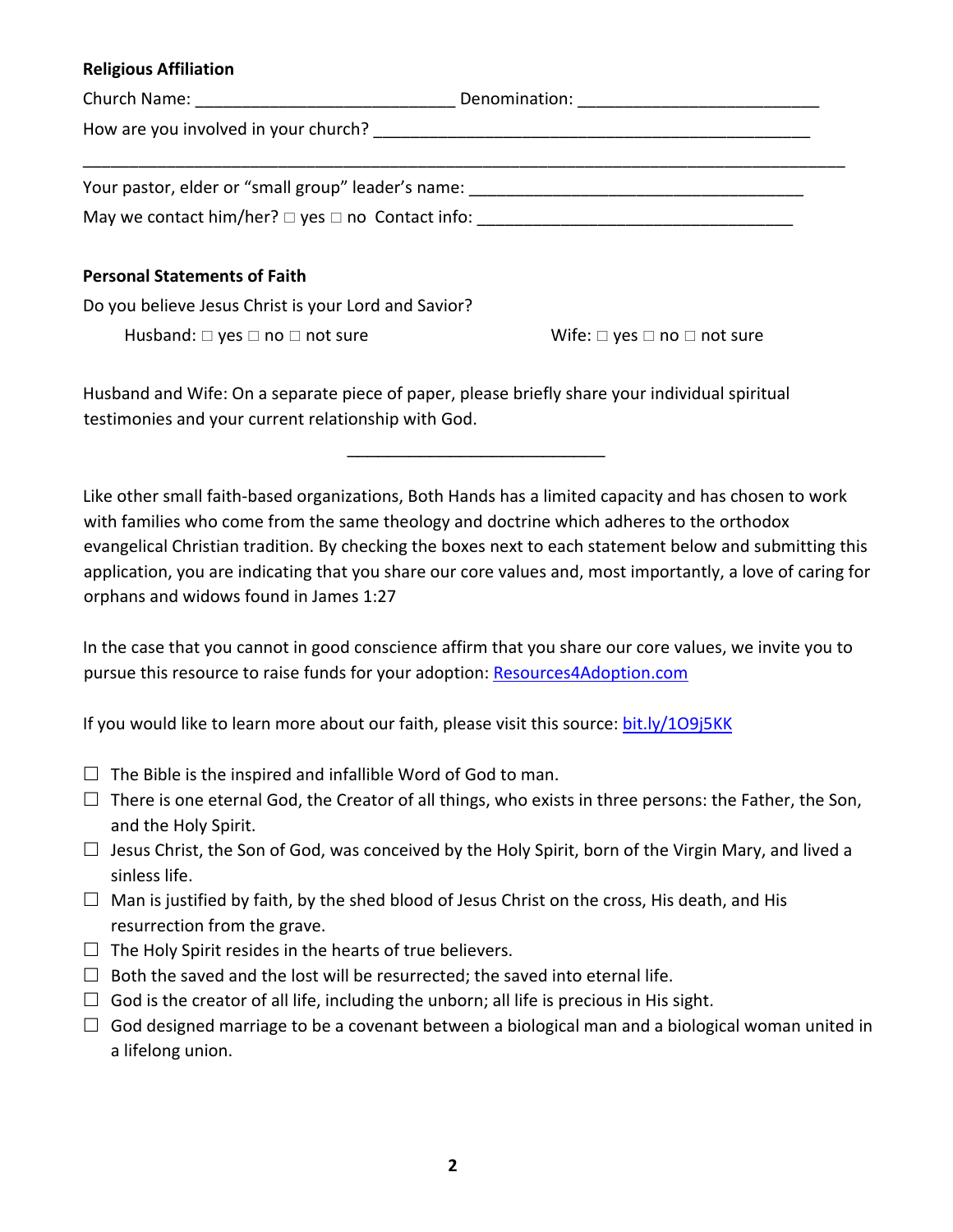**Religious Affiliation**

Church Name: ___________________________ Denomination: _________________________

How are you involved in your church? _____________________________________________

_____________________________________________________________________________

Your pastor, elder or "small group" leader's name: ___________________________________

May we contact him/her? □ yes □ no Contact info: __________________________________

**Personal Statements of Faith**

Do you believe Jesus Christ is your Lord and Savior?

Husband: □ yes □ no □ not sure

Wife: □ yes □ no □ not sure

Husband and Wife: On a separate piece of paper, please briefly share your individual spiritual testimonies and your current relationship with God.

___________________________

Like other small faith-based organizations, Both Hands has a limited capacity and has chosen to work with families who come from the same theology and doctrine which adheres to the orthodox evangelical Christian tradition. By checking the boxes next to each statement below and submitting this application, you are indicating that you share our core values and, most importantly, a love of caring for orphans and widows found in James 1:27

In the case that you cannot in good conscience affirm that you share our core values, we invite you to pursue this resource to raise funds for your adoption: [Resources4Adoption.com](Resources4Adoption.com)

If you would like to learn more about our faith, please visit this source: [bit.ly/1O9j5KK](bit.ly/1O9j5KK)

- ☐ The Bible is the inspired and infallible Word of God to man.
- ☐ There is one eternal God, the Creator of all things, who exists in three persons: the Father, the Son, and the Holy Spirit.
- ☐ Jesus Christ, the Son of God, was conceived by the Holy Spirit, born of the Virgin Mary, and lived a sinless life.
- ☐ Man is justified by faith, by the shed blood of Jesus Christ on the cross, His death, and His resurrection from the grave.
- ☐ The Holy Spirit resides in the hearts of true believers.
- ☐ Both the saved and the lost will be resurrected; the saved into eternal life.
- ☐ God is the creator of all life, including the unborn; all life is precious in His sight.
- ☐ God designed marriage to be a covenant between a biological man and a biological woman united in a lifelong union.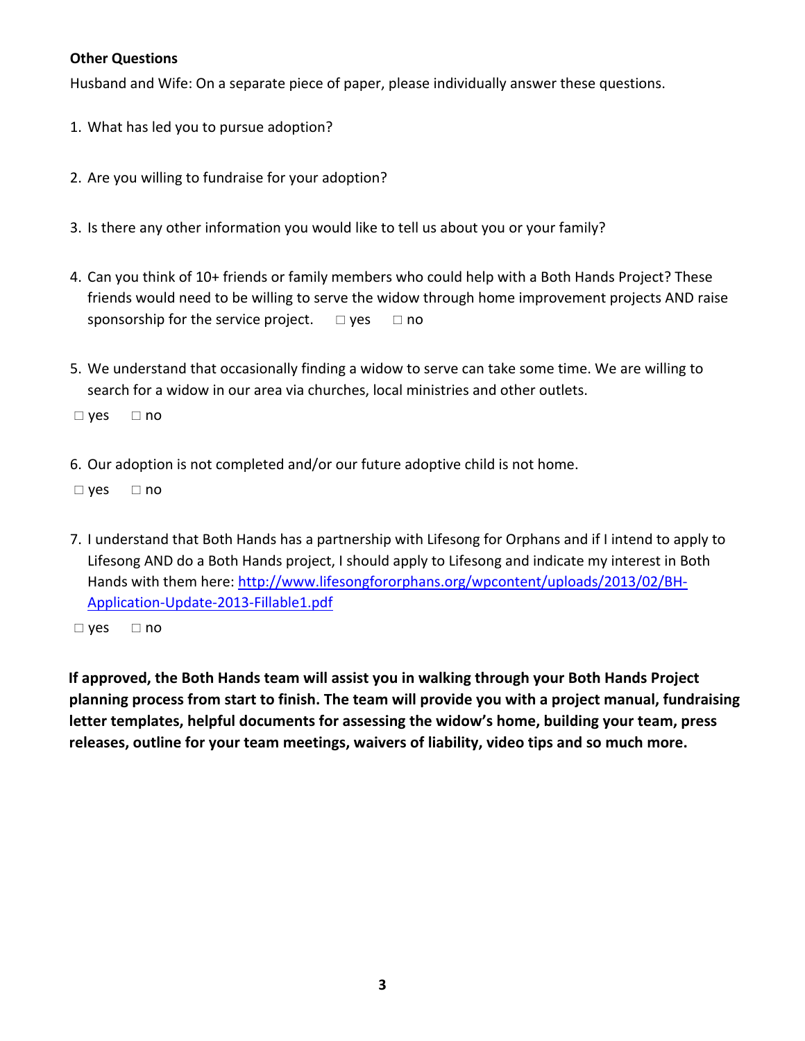**Other Questions**

Husband and Wife: On a separate piece of paper, please individually answer these questions.

1. What has led you to pursue adoption?

2. Are you willing to fundraise for your adoption?

3. Is there any other information you would like to tell us about you or your family?

4. Can you think of 10+ friends or family members who could help with a Both Hands Project? These friends would need to be willing to serve the widow through home improvement projects AND raise sponsorship for the service project. □ yes □ no

5. We understand that occasionally finding a widow to serve can take some time. We are willing to search for a widow in our area via churches, local ministries and other outlets.

□ yes □ no

6. Our adoption is not completed and/or our future adoptive child is not home.

□ yes □ no

7. I understand that Both Hands has a partnership with Lifesong for Orphans and if I intend to apply to Lifesong AND do a Both Hands project, I should apply to Lifesong and indicate my interest in Both Hands with them here: [http://www.lifesongfororphans.org/wpcontent/uploads/2013/02/BH-Application-Update-2013-Fillable1.pdf](http://www.lifesongfororphans.org/wpcontent/uploads/2013/02/BH-Application-Update-2013-Fillable1.pdf)

□ yes □ no

**If approved, the Both Hands team will assist you in walking through your Both Hands Project planning process from start to finish. The team will provide you with a project manual, fundraising letter templates, helpful documents for assessing the widow's home, building your team, press releases, outline for your team meetings, waivers of liability, video tips and so much more.**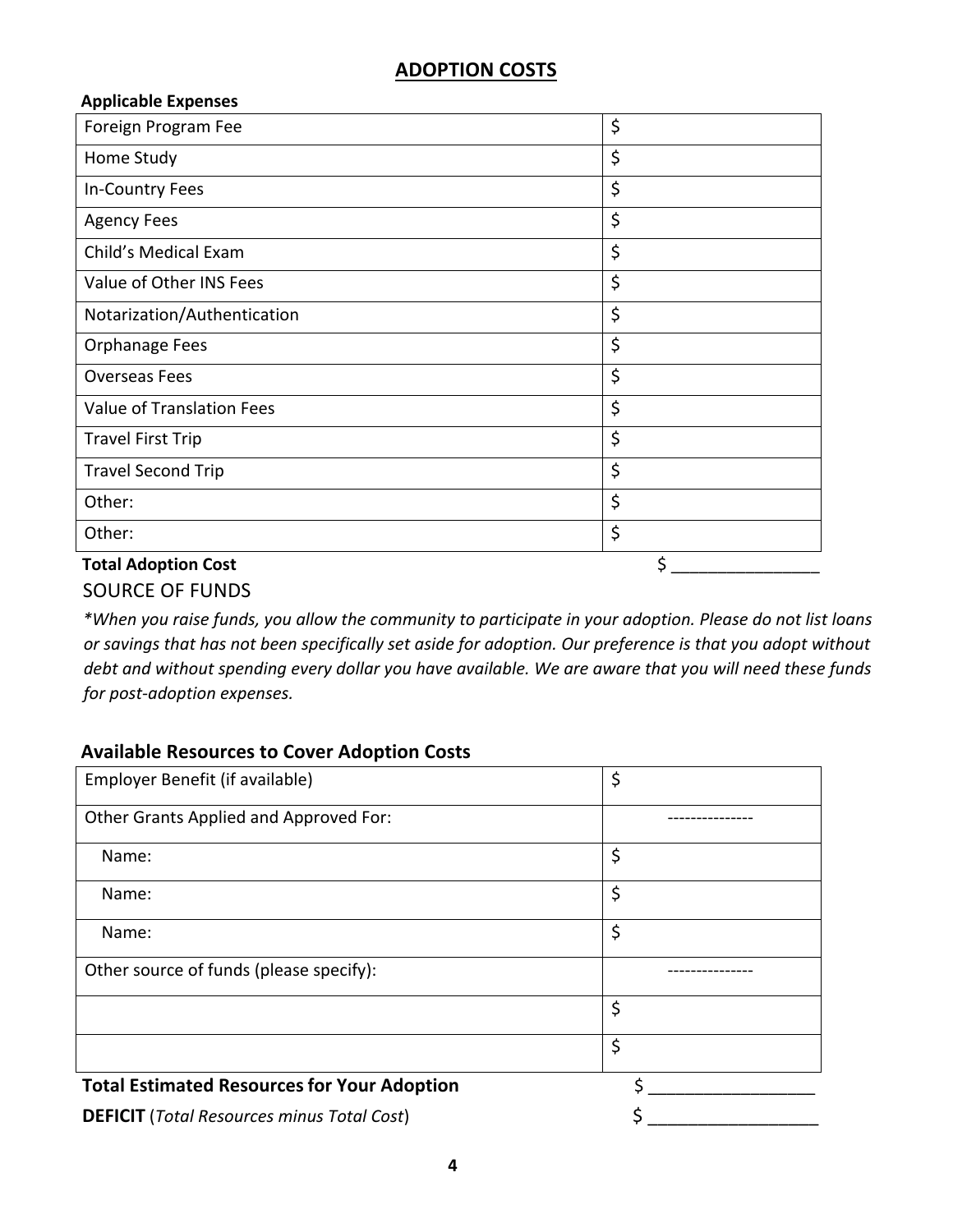# ADOPTION COSTS

**Applicable Expenses**

| | |
|---|---|
| Foreign Program Fee | $ |
| Home Study | $ |
| In-Country Fees | $ |
| Agency Fees | $ |
| Child's Medical Exam | $ |
| Value of Other INS Fees | $ |
| Notarization/Authentication | $ |
| Orphanage Fees | $ |
| Overseas Fees | $ |
| Value of Translation Fees | $ |
| Travel First Trip | $ |
| Travel Second Trip | $ |
| Other: | $ |
| Other: | $ |

**Total Adoption Cost** $ _______________

## SOURCE OF FUNDS

*\*When you raise funds, you allow the community to participate in your adoption. Please do not list loans or savings that has not been specifically set aside for adoption. Our preference is that you adopt without debt and without spending every dollar you have available. We are aware that you will need these funds for post-adoption expenses.*

### Available Resources to Cover Adoption Costs

| | |
|---|---|
| Employer Benefit (if available) | $ |
| Other Grants Applied and Approved For: | --------------- |
| Name: | $ |
| Name: | $ |
| Name: | $ |
| Other source of funds (please specify): | --------------- |
| | $ |
| | $ |

**Total Estimated Resources for Your Adoption** $ _________________

**DEFICIT** (*Total Resources minus Total Cost*) $ _________________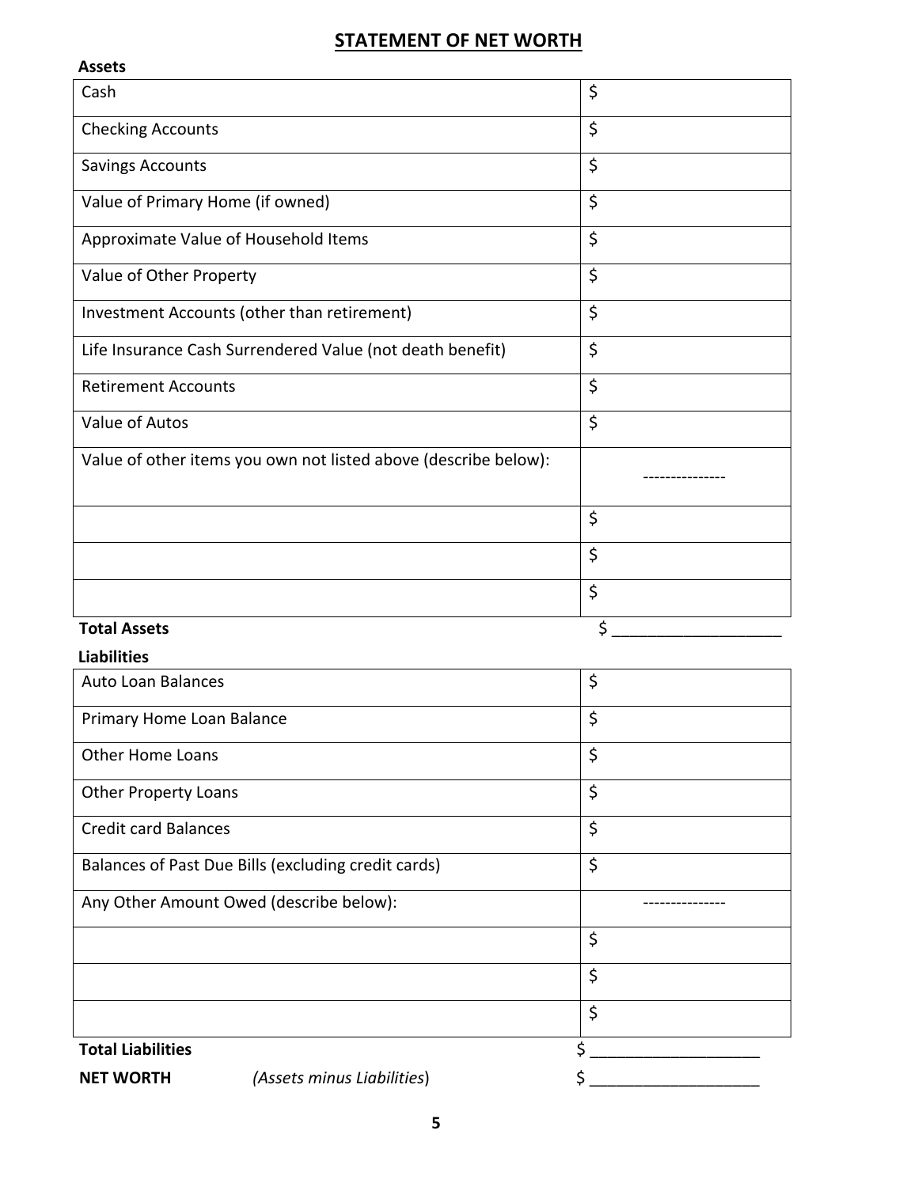# STATEMENT OF NET WORTH

**Assets**

| | |
|---|---|
| Cash | $ |
| Checking Accounts | $ |
| Savings Accounts | $ |
| Value of Primary Home (if owned) | $ |
| Approximate Value of Household Items | $ |
| Value of Other Property | $ |
| Investment Accounts (other than retirement) | $ |
| Life Insurance Cash Surrendered Value (not death benefit) | $ |
| Retirement Accounts | $ |
| Value of Autos | $ |
| Value of other items you own not listed above (describe below): | --------------- |
| | $ |
| | $ |
| | $ |

**Total Assets** $ ____________________

**Liabilities**

| | |
|---|---|
| Auto Loan Balances | $ |
| Primary Home Loan Balance | $ |
| Other Home Loans | $ |
| Other Property Loans | $ |
| Credit card Balances | $ |
| Balances of Past Due Bills (excluding credit cards) | $ |
| Any Other Amount Owed (describe below): | --------------- |
| | $ |
| | $ |
| | $ |

**Total Liabilities** $ ____________________

**NET WORTH** *(Assets minus Liabilities*) $ ____________________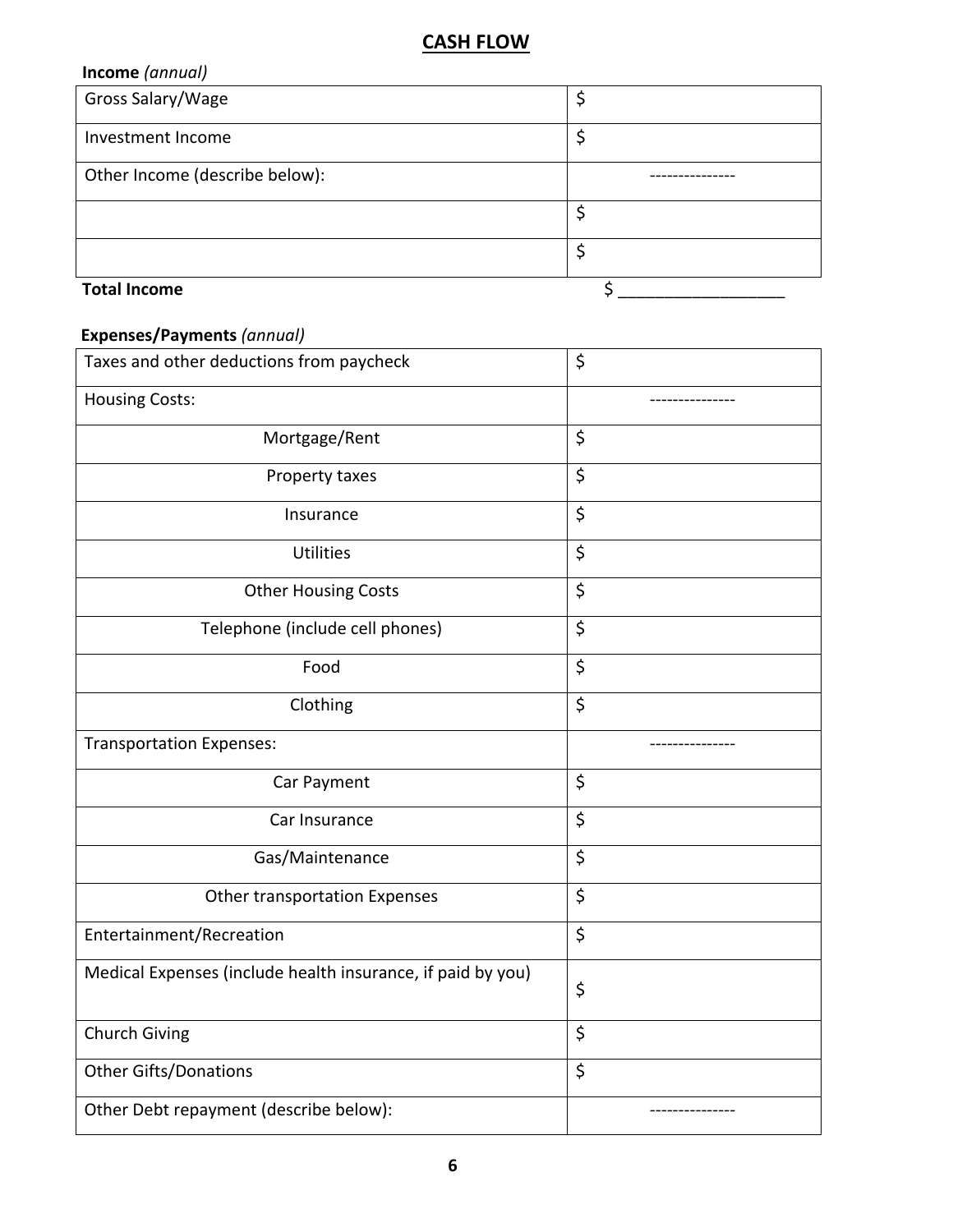## CASH FLOW

**Income** *(annual)*

| | |
|---|---|
| Gross Salary/Wage | $ |
| Investment Income | $ |
| Other Income (describe below): | --------------- |
| | $ |
| | $ |

**Total Income** $ __________________

**Expenses/Payments** *(annual)*

| | |
|---|---|
| Taxes and other deductions from paycheck | $ |
| Housing Costs: | --------------- |
| Mortgage/Rent | $ |
| Property taxes | $ |
| Insurance | $ |
| Utilities | $ |
| Other Housing Costs | $ |
| Telephone (include cell phones) | $ |
| Food | $ |
| Clothing | $ |
| Transportation Expenses: | --------------- |
| Car Payment | $ |
| Car Insurance | $ |
| Gas/Maintenance | $ |
| Other transportation Expenses | $ |
| Entertainment/Recreation | $ |
| Medical Expenses (include health insurance, if paid by you) | $ |
| Church Giving | $ |
| Other Gifts/Donations | $ |
| Other Debt repayment (describe below): | --------------- |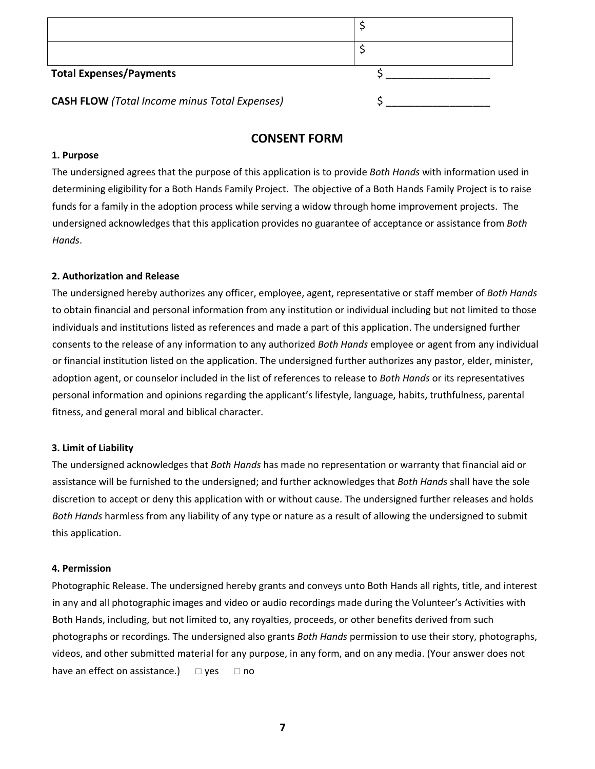| | |
|---|---|
| | $ |
| | $ |

**Total Expenses/Payments** $ ___________________

**CASH FLOW** *(Total Income minus Total Expenses)* $ ___________________

## CONSENT FORM

**1. Purpose**

The undersigned agrees that the purpose of this application is to provide *Both Hands* with information used in determining eligibility for a Both Hands Family Project. The objective of a Both Hands Family Project is to raise funds for a family in the adoption process while serving a widow through home improvement projects. The undersigned acknowledges that this application provides no guarantee of acceptance or assistance from *Both Hands*.

**2. Authorization and Release**

The undersigned hereby authorizes any officer, employee, agent, representative or staff member of *Both Hands* to obtain financial and personal information from any institution or individual including but not limited to those individuals and institutions listed as references and made a part of this application. The undersigned further consents to the release of any information to any authorized *Both Hands* employee or agent from any individual or financial institution listed on the application. The undersigned further authorizes any pastor, elder, minister, adoption agent, or counselor included in the list of references to release to *Both Hands* or its representatives personal information and opinions regarding the applicant's lifestyle, language, habits, truthfulness, parental fitness, and general moral and biblical character.

**3. Limit of Liability**

The undersigned acknowledges that *Both Hands* has made no representation or warranty that financial aid or assistance will be furnished to the undersigned; and further acknowledges that *Both Hands* shall have the sole discretion to accept or deny this application with or without cause. The undersigned further releases and holds *Both Hands* harmless from any liability of any type or nature as a result of allowing the undersigned to submit this application.

**4. Permission**

Photographic Release. The undersigned hereby grants and conveys unto Both Hands all rights, title, and interest in any and all photographic images and video or audio recordings made during the Volunteer's Activities with Both Hands, including, but not limited to, any royalties, proceeds, or other benefits derived from such photographs or recordings. The undersigned also grants *Both Hands* permission to use their story, photographs, videos, and other submitted material for any purpose, in any form, and on any media. (Your answer does not have an effect on assistance.) □ yes □ no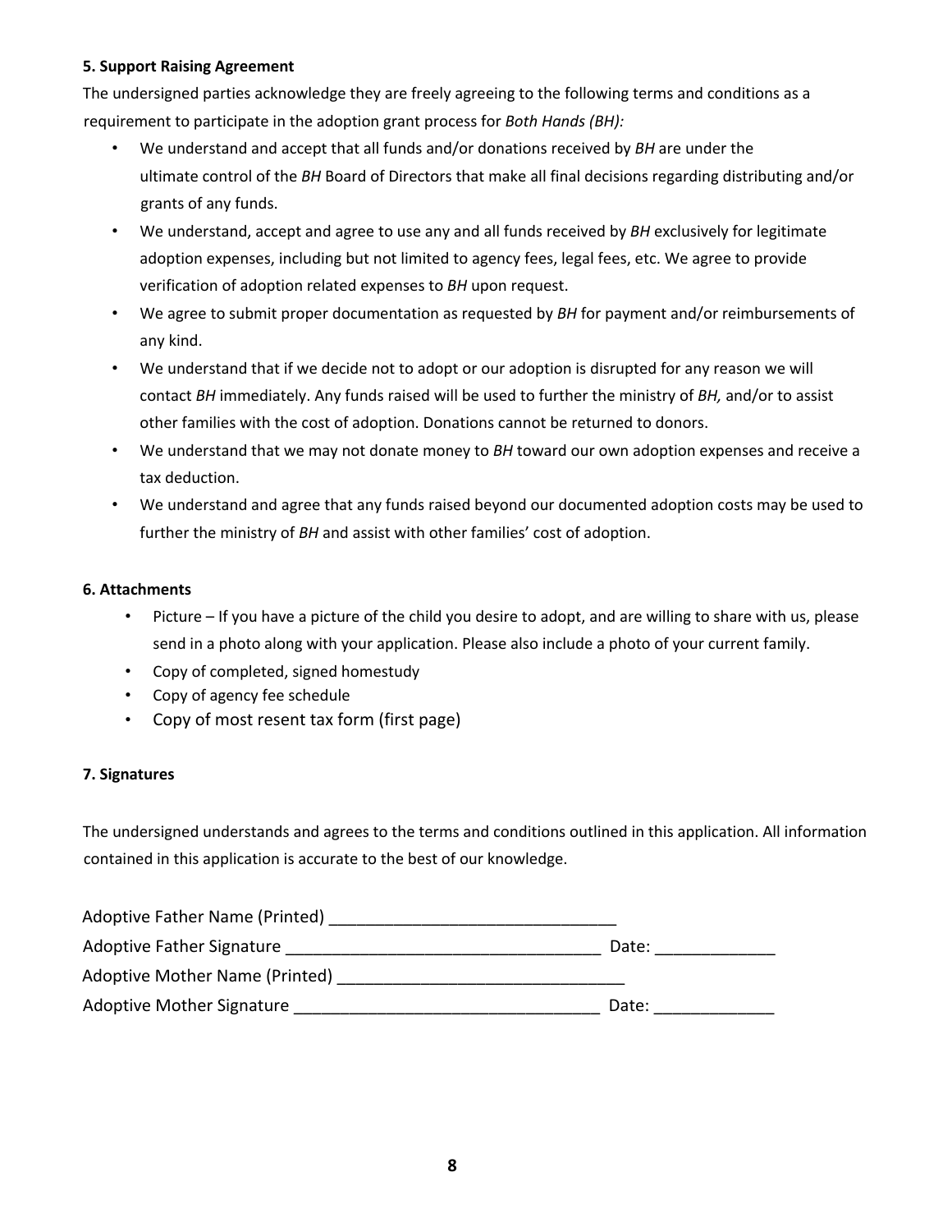**5. Support Raising Agreement**

The undersigned parties acknowledge they are freely agreeing to the following terms and conditions as a requirement to participate in the adoption grant process for *Both Hands (BH):*

- We understand and accept that all funds and/or donations received by *BH* are under the ultimate control of the *BH* Board of Directors that make all final decisions regarding distributing and/or grants of any funds.
- We understand, accept and agree to use any and all funds received by *BH* exclusively for legitimate adoption expenses, including but not limited to agency fees, legal fees, etc. We agree to provide verification of adoption related expenses to *BH* upon request.
- We agree to submit proper documentation as requested by *BH* for payment and/or reimbursements of any kind.
- We understand that if we decide not to adopt or our adoption is disrupted for any reason we will contact *BH* immediately. Any funds raised will be used to further the ministry of *BH,* and/or to assist other families with the cost of adoption. Donations cannot be returned to donors.
- We understand that we may not donate money to *BH* toward our own adoption expenses and receive a tax deduction.
- We understand and agree that any funds raised beyond our documented adoption costs may be used to further the ministry of *BH* and assist with other families' cost of adoption.

**6. Attachments**

- Picture – If you have a picture of the child you desire to adopt, and are willing to share with us, please send in a photo along with your application. Please also include a photo of your current family.
- Copy of completed, signed homestudy
- Copy of agency fee schedule
- Copy of most resent tax form (first page)

**7. Signatures**

The undersigned understands and agrees to the terms and conditions outlined in this application. All information contained in this application is accurate to the best of our knowledge.

Adoptive Father Name (Printed) ______________________________

Adoptive Father Signature _________________________________ Date: ____________

Adoptive Mother Name (Printed) ______________________________

Adoptive Mother Signature _________________________________ Date: ____________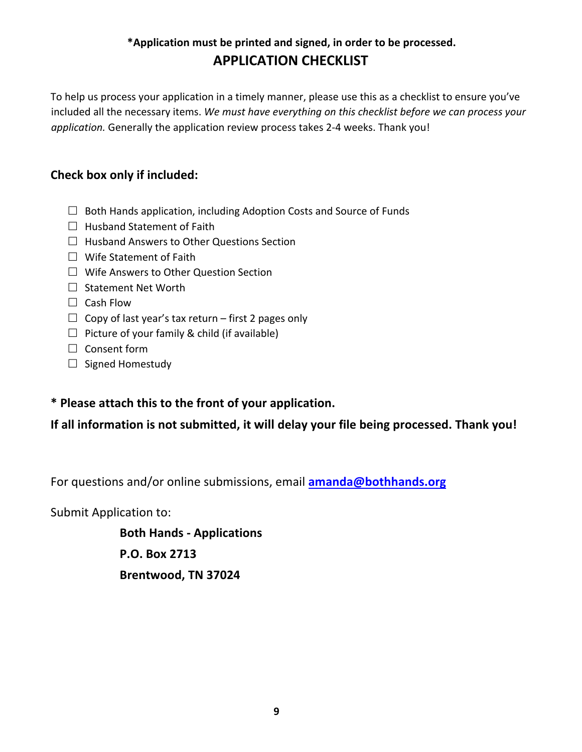**\*Application must be printed and signed, in order to be processed.**

# APPLICATION CHECKLIST

To help us process your application in a timely manner, please use this as a checklist to ensure you've included all the necessary items. *We must have everything on this checklist before we can process your application.* Generally the application review process takes 2-4 weeks. Thank you!

## Check box only if included:

- ☐ Both Hands application, including Adoption Costs and Source of Funds
- ☐ Husband Statement of Faith
- ☐ Husband Answers to Other Questions Section
- ☐ Wife Statement of Faith
- ☐ Wife Answers to Other Question Section
- ☐ Statement Net Worth
- ☐ Cash Flow
- ☐ Copy of last year's tax return – first 2 pages only
- ☐ Picture of your family & child (if available)
- ☐ Consent form
- ☐ Signed Homestudy

**\* Please attach this to the front of your application.**

**If all information is not submitted, it will delay your file being processed. Thank you!**

For questions and/or online submissions, email **amanda@bothhands.org**

Submit Application to:

**Both Hands - Applications**
**P.O. Box 2713**
**Brentwood, TN 37024**